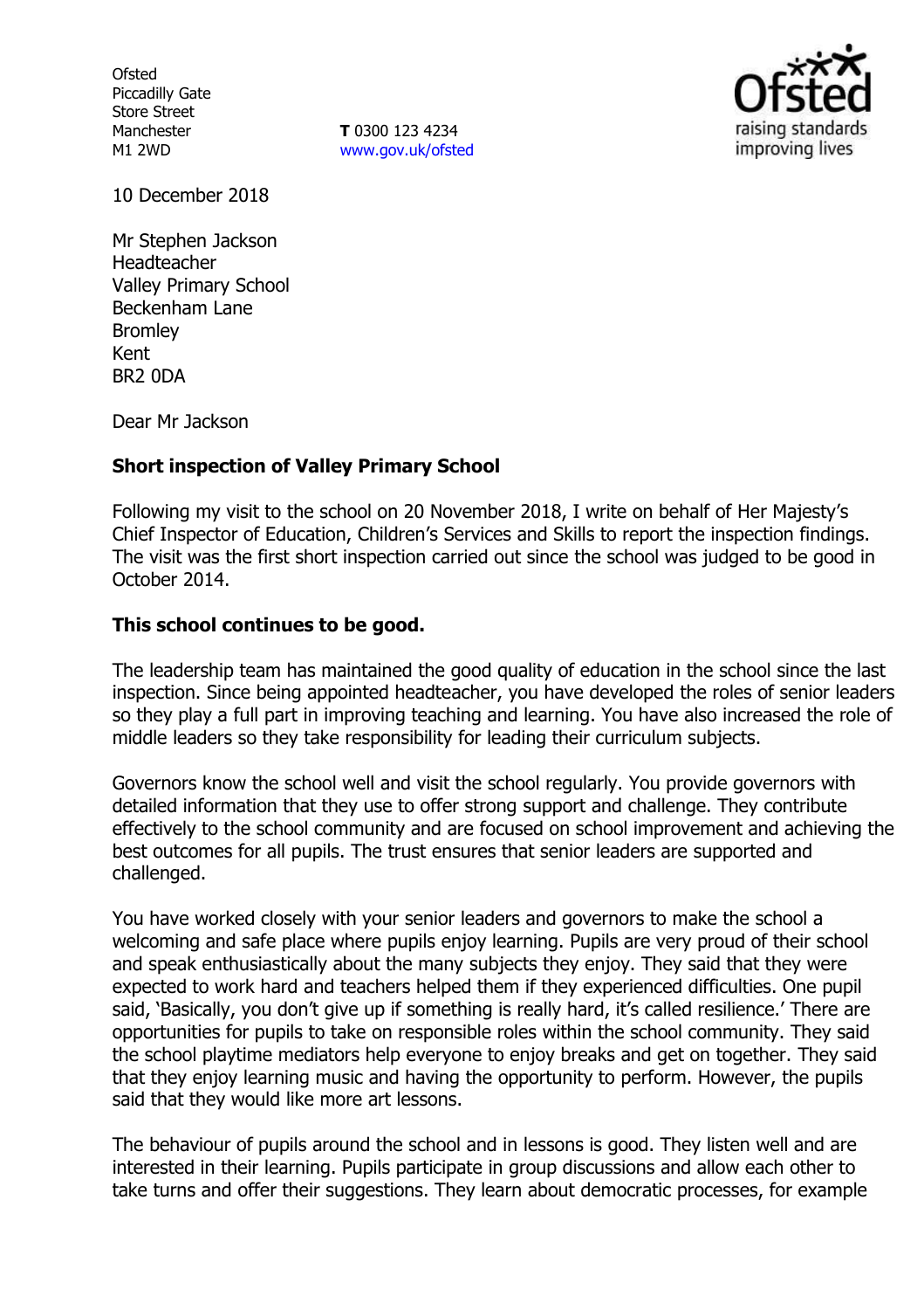Ofsted
Piccadilly Gate
Store Street
Manchester
M1 2WD

**T** 0300 123 4234
www.gov.uk/ofsted

10 December 2018

Mr Stephen Jackson
Headteacher
Valley Primary School
Beckenham Lane
Bromley
Kent
BR2 0DA

Dear Mr Jackson

**Short inspection of Valley Primary School**

Following my visit to the school on 20 November 2018, I write on behalf of Her Majesty's Chief Inspector of Education, Children's Services and Skills to report the inspection findings. The visit was the first short inspection carried out since the school was judged to be good in October 2014.

**This school continues to be good.**

The leadership team has maintained the good quality of education in the school since the last inspection. Since being appointed headteacher, you have developed the roles of senior leaders so they play a full part in improving teaching and learning. You have also increased the role of middle leaders so they take responsibility for leading their curriculum subjects.

Governors know the school well and visit the school regularly. You provide governors with detailed information that they use to offer strong support and challenge. They contribute effectively to the school community and are focused on school improvement and achieving the best outcomes for all pupils. The trust ensures that senior leaders are supported and challenged.

You have worked closely with your senior leaders and governors to make the school a welcoming and safe place where pupils enjoy learning. Pupils are very proud of their school and speak enthusiastically about the many subjects they enjoy. They said that they were expected to work hard and teachers helped them if they experienced difficulties. One pupil said, 'Basically, you don't give up if something is really hard, it's called resilience.' There are opportunities for pupils to take on responsible roles within the school community. They said the school playtime mediators help everyone to enjoy breaks and get on together. They said that they enjoy learning music and having the opportunity to perform. However, the pupils said that they would like more art lessons.

The behaviour of pupils around the school and in lessons is good. They listen well and are interested in their learning. Pupils participate in group discussions and allow each other to take turns and offer their suggestions. They learn about democratic processes, for example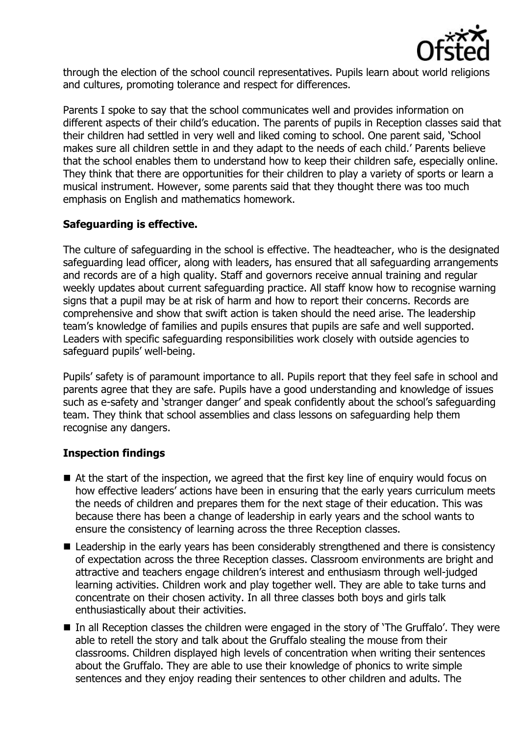through the election of the school council representatives. Pupils learn about world religions and cultures, promoting tolerance and respect for differences.

Parents I spoke to say that the school communicates well and provides information on different aspects of their child's education. The parents of pupils in Reception classes said that their children had settled in very well and liked coming to school. One parent said, 'School makes sure all children settle in and they adapt to the needs of each child.' Parents believe that the school enables them to understand how to keep their children safe, especially online. They think that there are opportunities for their children to play a variety of sports or learn a musical instrument. However, some parents said that they thought there was too much emphasis on English and mathematics homework.

**Safeguarding is effective.**

The culture of safeguarding in the school is effective. The headteacher, who is the designated safeguarding lead officer, along with leaders, has ensured that all safeguarding arrangements and records are of a high quality. Staff and governors receive annual training and regular weekly updates about current safeguarding practice. All staff know how to recognise warning signs that a pupil may be at risk of harm and how to report their concerns. Records are comprehensive and show that swift action is taken should the need arise. The leadership team's knowledge of families and pupils ensures that pupils are safe and well supported. Leaders with specific safeguarding responsibilities work closely with outside agencies to safeguard pupils' well-being.

Pupils' safety is of paramount importance to all. Pupils report that they feel safe in school and parents agree that they are safe. Pupils have a good understanding and knowledge of issues such as e-safety and 'stranger danger' and speak confidently about the school's safeguarding team. They think that school assemblies and class lessons on safeguarding help them recognise any dangers.

**Inspection findings**

- At the start of the inspection, we agreed that the first key line of enquiry would focus on how effective leaders' actions have been in ensuring that the early years curriculum meets the needs of children and prepares them for the next stage of their education. This was because there has been a change of leadership in early years and the school wants to ensure the consistency of learning across the three Reception classes.
- Leadership in the early years has been considerably strengthened and there is consistency of expectation across the three Reception classes. Classroom environments are bright and attractive and teachers engage children's interest and enthusiasm through well-judged learning activities. Children work and play together well. They are able to take turns and concentrate on their chosen activity. In all three classes both boys and girls talk enthusiastically about their activities.
- In all Reception classes the children were engaged in the story of 'The Gruffalo'. They were able to retell the story and talk about the Gruffalo stealing the mouse from their classrooms. Children displayed high levels of concentration when writing their sentences about the Gruffalo. They are able to use their knowledge of phonics to write simple sentences and they enjoy reading their sentences to other children and adults. The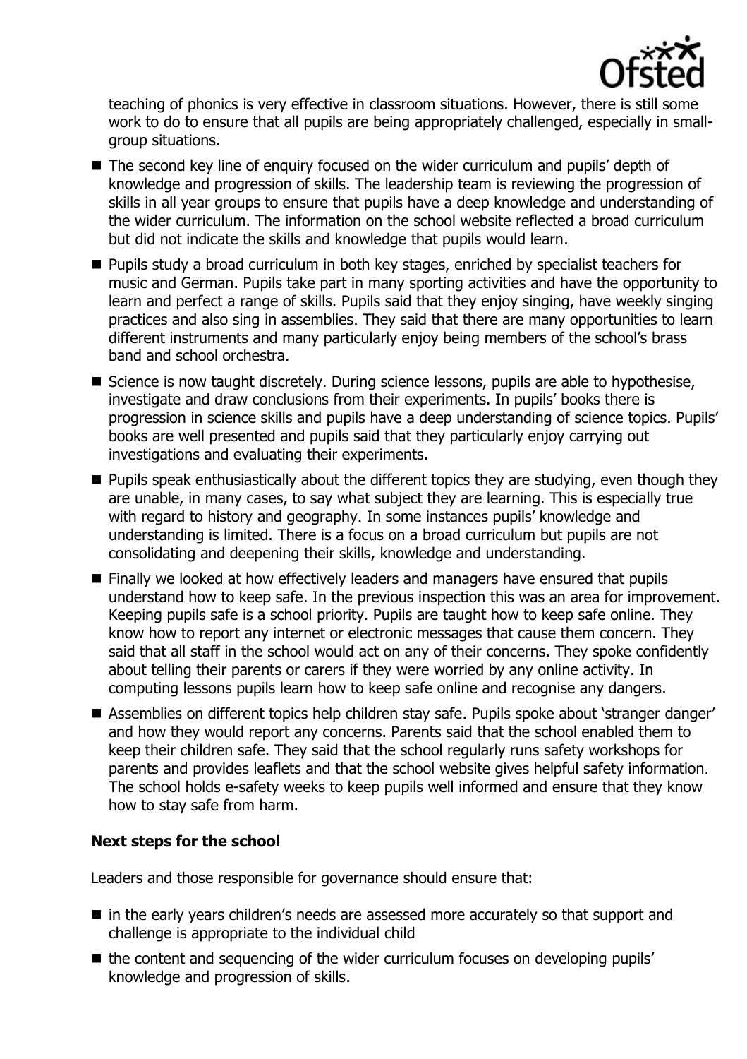teaching of phonics is very effective in classroom situations. However, there is still some work to do to ensure that all pupils are being appropriately challenged, especially in small-group situations.

- The second key line of enquiry focused on the wider curriculum and pupils' depth of knowledge and progression of skills. The leadership team is reviewing the progression of skills in all year groups to ensure that pupils have a deep knowledge and understanding of the wider curriculum. The information on the school website reflected a broad curriculum but did not indicate the skills and knowledge that pupils would learn.
- Pupils study a broad curriculum in both key stages, enriched by specialist teachers for music and German. Pupils take part in many sporting activities and have the opportunity to learn and perfect a range of skills. Pupils said that they enjoy singing, have weekly singing practices and also sing in assemblies. They said that there are many opportunities to learn different instruments and many particularly enjoy being members of the school's brass band and school orchestra.
- Science is now taught discretely. During science lessons, pupils are able to hypothesise, investigate and draw conclusions from their experiments. In pupils' books there is progression in science skills and pupils have a deep understanding of science topics. Pupils' books are well presented and pupils said that they particularly enjoy carrying out investigations and evaluating their experiments.
- Pupils speak enthusiastically about the different topics they are studying, even though they are unable, in many cases, to say what subject they are learning. This is especially true with regard to history and geography. In some instances pupils' knowledge and understanding is limited. There is a focus on a broad curriculum but pupils are not consolidating and deepening their skills, knowledge and understanding.
- Finally we looked at how effectively leaders and managers have ensured that pupils understand how to keep safe. In the previous inspection this was an area for improvement. Keeping pupils safe is a school priority. Pupils are taught how to keep safe online. They know how to report any internet or electronic messages that cause them concern. They said that all staff in the school would act on any of their concerns. They spoke confidently about telling their parents or carers if they were worried by any online activity. In computing lessons pupils learn how to keep safe online and recognise any dangers.
- Assemblies on different topics help children stay safe. Pupils spoke about 'stranger danger' and how they would report any concerns. Parents said that the school enabled them to keep their children safe. They said that the school regularly runs safety workshops for parents and provides leaflets and that the school website gives helpful safety information. The school holds e-safety weeks to keep pupils well informed and ensure that they know how to stay safe from harm.

## Next steps for the school

Leaders and those responsible for governance should ensure that:

- in the early years children's needs are assessed more accurately so that support and challenge is appropriate to the individual child
- the content and sequencing of the wider curriculum focuses on developing pupils' knowledge and progression of skills.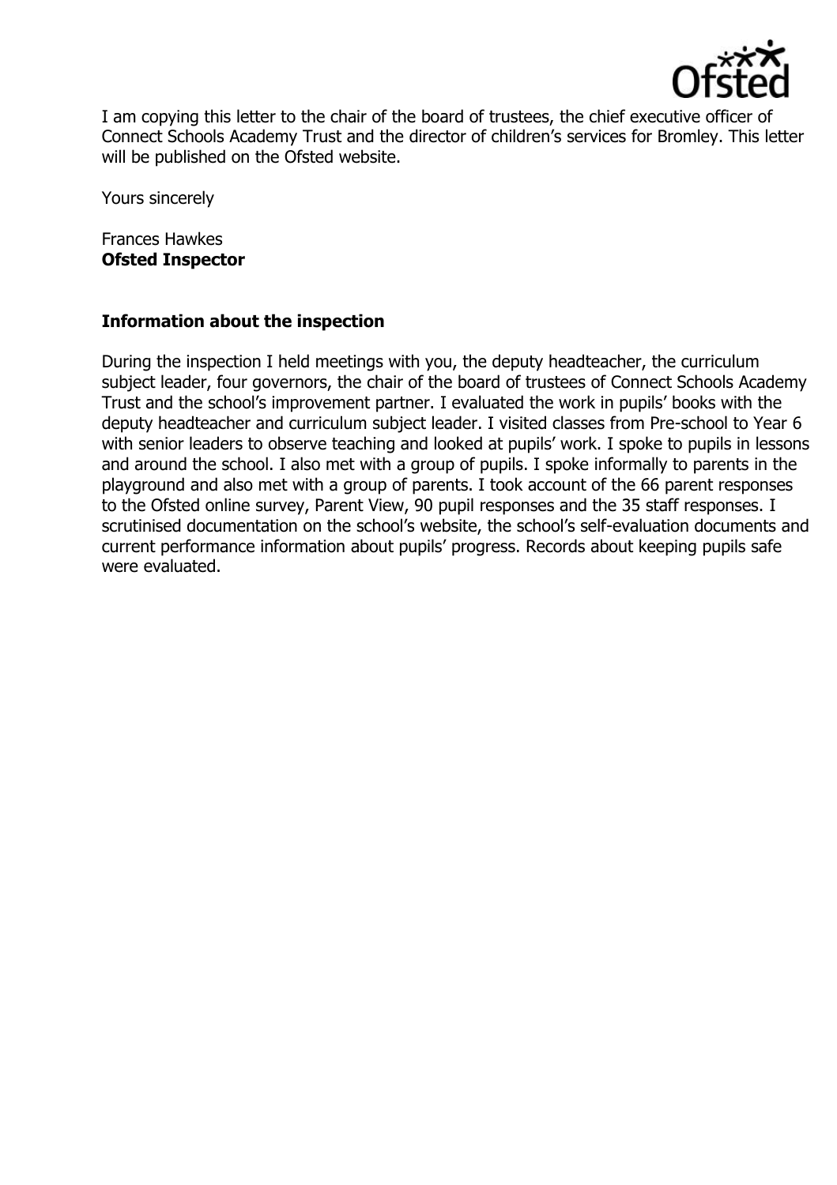I am copying this letter to the chair of the board of trustees, the chief executive officer of Connect Schools Academy Trust and the director of children's services for Bromley. This letter will be published on the Ofsted website.

Yours sincerely

Frances Hawkes
**Ofsted Inspector**

## Information about the inspection

During the inspection I held meetings with you, the deputy headteacher, the curriculum subject leader, four governors, the chair of the board of trustees of Connect Schools Academy Trust and the school's improvement partner. I evaluated the work in pupils' books with the deputy headteacher and curriculum subject leader. I visited classes from Pre-school to Year 6 with senior leaders to observe teaching and looked at pupils' work. I spoke to pupils in lessons and around the school. I also met with a group of pupils. I spoke informally to parents in the playground and also met with a group of parents. I took account of the 66 parent responses to the Ofsted online survey, Parent View, 90 pupil responses and the 35 staff responses. I scrutinised documentation on the school's website, the school's self-evaluation documents and current performance information about pupils' progress. Records about keeping pupils safe were evaluated.